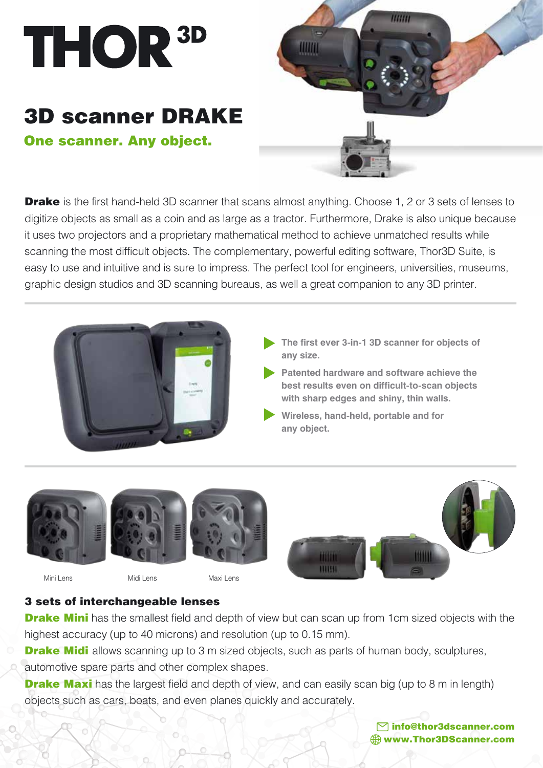# THOR 3D

## 3D scanner DRAKE

**One scanner. Any object.**

**Drake** is the first hand-held 3D scanner that scans almost anything. Choose 1, 2 or 3 sets of lenses to digitize objects as small as a coin and as large as a tractor. Furthermore, Drake is also unique because it uses two projectors and a proprietary mathematical method to achieve unmatched results while scanning the most difficult objects. The complementary, powerful editing software, Thor3D Suite, is easy to use and intuitive and is sure to impress. The perfect tool for engineers, universities, museums, graphic design studios and 3D scanning bureaus, as well a great companion to any 3D printer.

- **The first ever 3-in-1 3D scanner for objects of any size.**
- **Patented hardware and software achieve the best results even on difficult-to-scan objects with sharp edges and shiny, thin walls.**
- **Wireless, hand-held, portable and for any object.**

Mini Lens | Midi Lens | Maxi Lens

### 3 sets of interchangeable lenses

**Drake Mini** has the smallest field and depth of view but can scan up from 1cm sized objects with the highest accuracy (up to 40 microns) and resolution (up to 0.15 mm).

**Drake Midi** allows scanning up to 3 m sized objects, such as parts of human body, sculptures, automotive spare parts and other complex shapes.

**Drake Maxi** has the largest field and depth of view, and can easily scan big (up to 8 m in length) objects such as cars, boats, and even planes quickly and accurately.

**info@thor3dscanner.com**
**www.Thor3DScanner.com**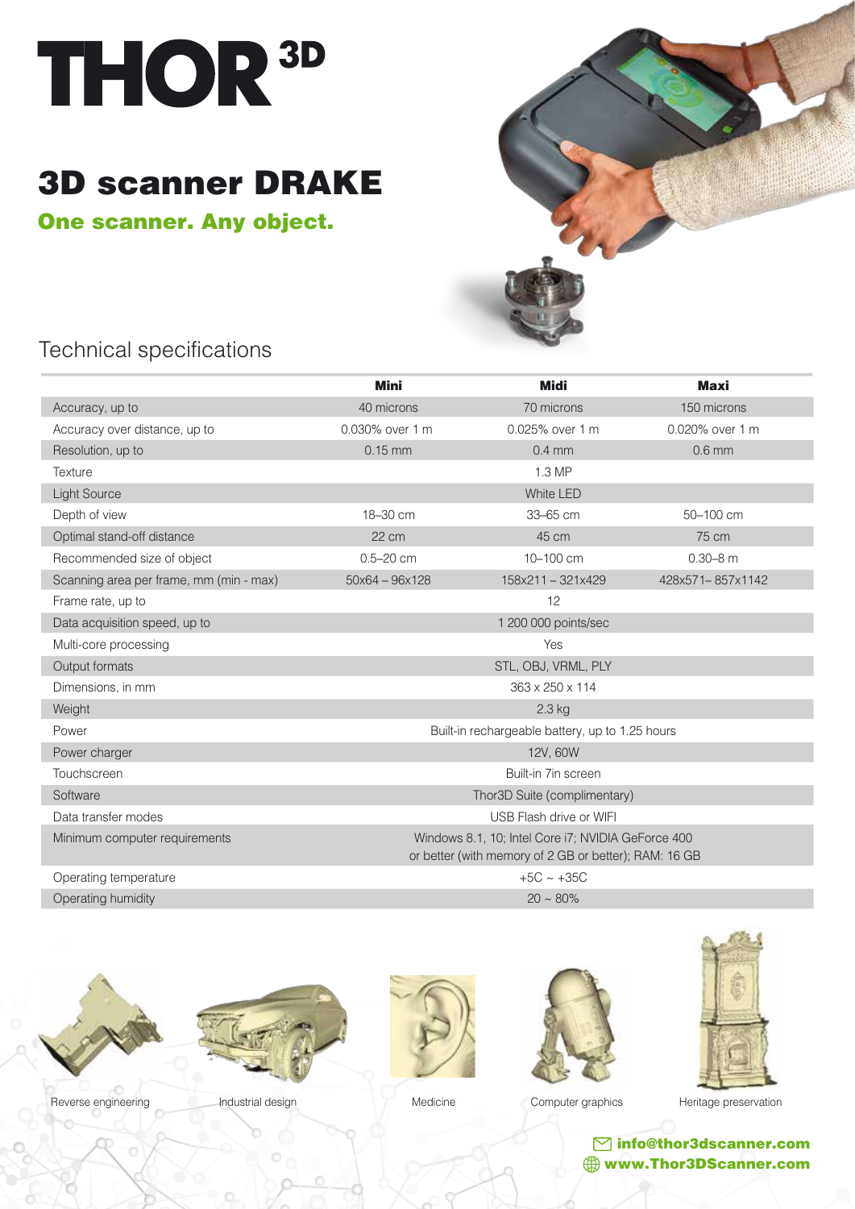# THOR 3D

## 3D scanner DRAKE

**One scanner. Any object.**

### Technical specifications

| | Mini | Midi | Maxi |
|---|---|---|---|
| Accuracy, up to | 40 microns | 70 microns | 150 microns |
| Accuracy over distance, up to | 0.030% over 1 m | 0.025% over 1 m | 0.020% over 1 m |
| Resolution, up to | 0.15 mm | 0.4 mm | 0.6 mm |
| Texture | | 1.3 MP | |
| Light Source | | White LED | |
| Depth of view | 18–30 cm | 33–65 cm | 50–100 cm |
| Optimal stand-off distance | 22 cm | 45 cm | 75 cm |
| Recommended size of object | 0.5–20 cm | 10–100 cm | 0.30–8 m |
| Scanning area per frame, mm (min - max) | 50x64 – 96x128 | 158x211 – 321x429 | 428x571– 857x1142 |
| Frame rate, up to | | 12 | |
| Data acquisition speed, up to | | 1 200 000 points/sec | |
| Multi-core processing | | Yes | |
| Output formats | | STL, OBJ, VRML, PLY | |
| Dimensions, in mm | | 363 x 250 x 114 | |
| Weight | | 2.3 kg | |
| Power | | Built-in rechargeable battery, up to 1.25 hours | |
| Power charger | | 12V, 60W | |
| Touchscreen | | Built-in 7in screen | |
| Software | | Thor3D Suite (complimentary) | |
| Data transfer modes | | USB Flash drive or WIFI | |
| Minimum computer requirements | | Windows 8.1, 10; Intel Core i7; NVIDIA GeForce 400 or better (with memory of 2 GB or better); RAM: 16 GB | |
| Operating temperature | | +5C ~ +35C | |
| Operating humidity | | 20 ~ 80% | |

Reverse engineering

Industrial design

Medicine

Computer graphics

Heritage preservation

**info@thor3dscanner.com**
**www.Thor3DScanner.com**